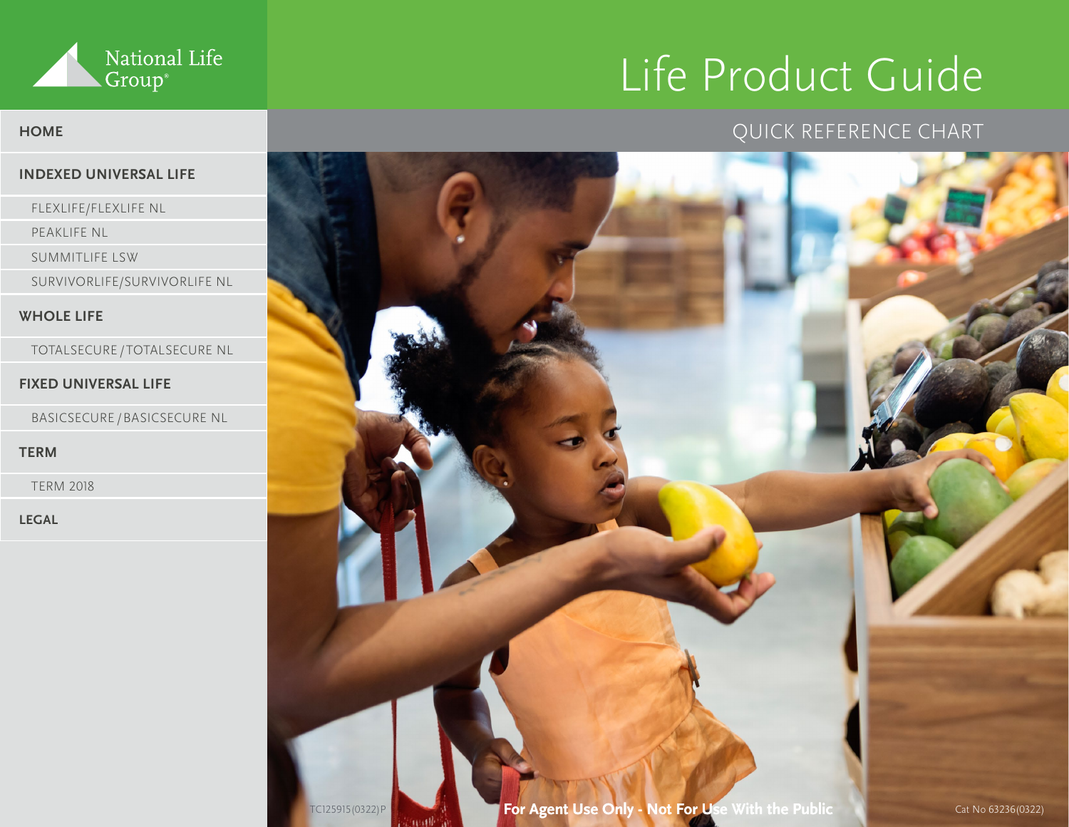National Life Group®

# Life Product Guide

## QUICK REFERENCE CHART

- HOME
- INDEXED UNIVERSAL LIFE
  - FLEXLIFE/FLEXLIFE NL
  - PEAKLIFE NL
  - SUMMITLIFE LSW
  - SURVIVORLIFE/SURVIVORLIFE NL
- WHOLE LIFE
  - TOTALSECURE / TOTALSECURE NL
- FIXED UNIVERSAL LIFE
  - BASICSECURE / BASICSECURE NL
- TERM
  - TERM 2018
- LEGAL

TC125915(0322)P

**For Agent Use Only - Not For Use With the Public**

Cat No 63236(0322)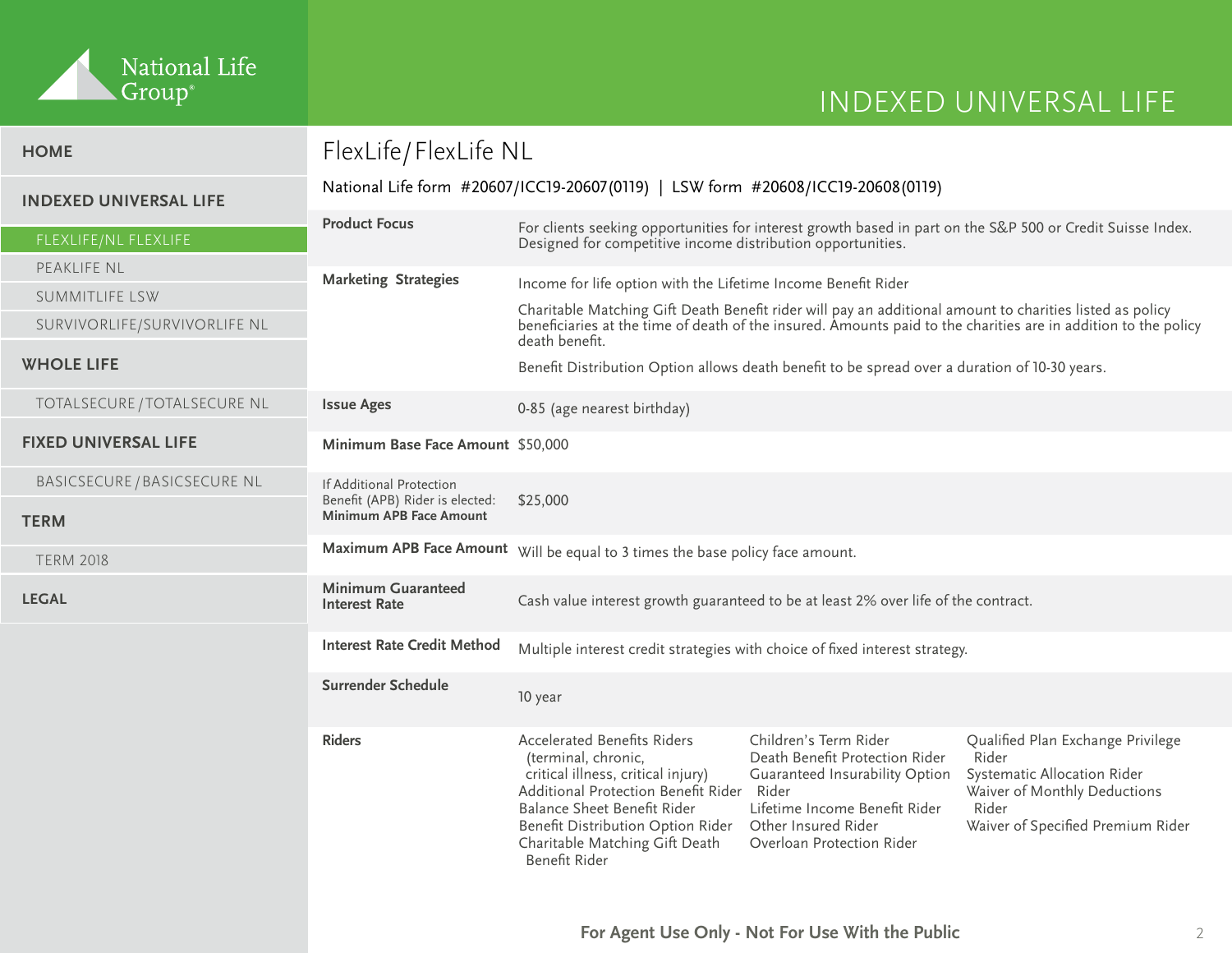# FlexLife/FlexLife NL

National Life form #20607/ICC19-20607(0119) | LSW form #20608/ICC19-20608(0119)

| | |
|---|---|
| **Product Focus** | For clients seeking opportunities for interest growth based in part on the S&P 500 or Credit Suisse Index. Designed for competitive income distribution opportunities. |
| **Marketing Strategies** | Income for life option with the Lifetime Income Benefit Rider<br><br>Charitable Matching Gift Death Benefit rider will pay an additional amount to charities listed as policy beneficiaries at the time of death of the insured. Amounts paid to the charities are in addition to the policy death benefit.<br><br>Benefit Distribution Option allows death benefit to be spread over a duration of 10-30 years. |
| **Issue Ages** | 0-85 (age nearest birthday) |
| **Minimum Base Face Amount** | $50,000 |
| If Additional Protection Benefit (APB) Rider is elected: **Minimum APB Face Amount** | $25,000 |
| **Maximum APB Face Amount** | Will be equal to 3 times the base policy face amount. |
| **Minimum Guaranteed Interest Rate** | Cash value interest growth guaranteed to be at least 2% over life of the contract. |
| **Interest Rate Credit Method** | Multiple interest credit strategies with choice of fixed interest strategy. |
| **Surrender Schedule** | 10 year |
| **Riders** | Accelerated Benefits Riders (terminal, chronic, critical illness, critical injury)<br>Additional Protection Benefit Rider<br>Balance Sheet Benefit Rider<br>Benefit Distribution Option Rider<br>Charitable Matching Gift Death Benefit Rider<br>Children's Term Rider<br>Death Benefit Protection Rider<br>Guaranteed Insurability Option Rider<br>Lifetime Income Benefit Rider<br>Other Insured Rider<br>Overloan Protection Rider<br>Qualified Plan Exchange Privilege Rider<br>Systematic Allocation Rider<br>Waiver of Monthly Deductions Rider<br>Waiver of Specified Premium Rider |

**For Agent Use Only - Not For Use With the Public**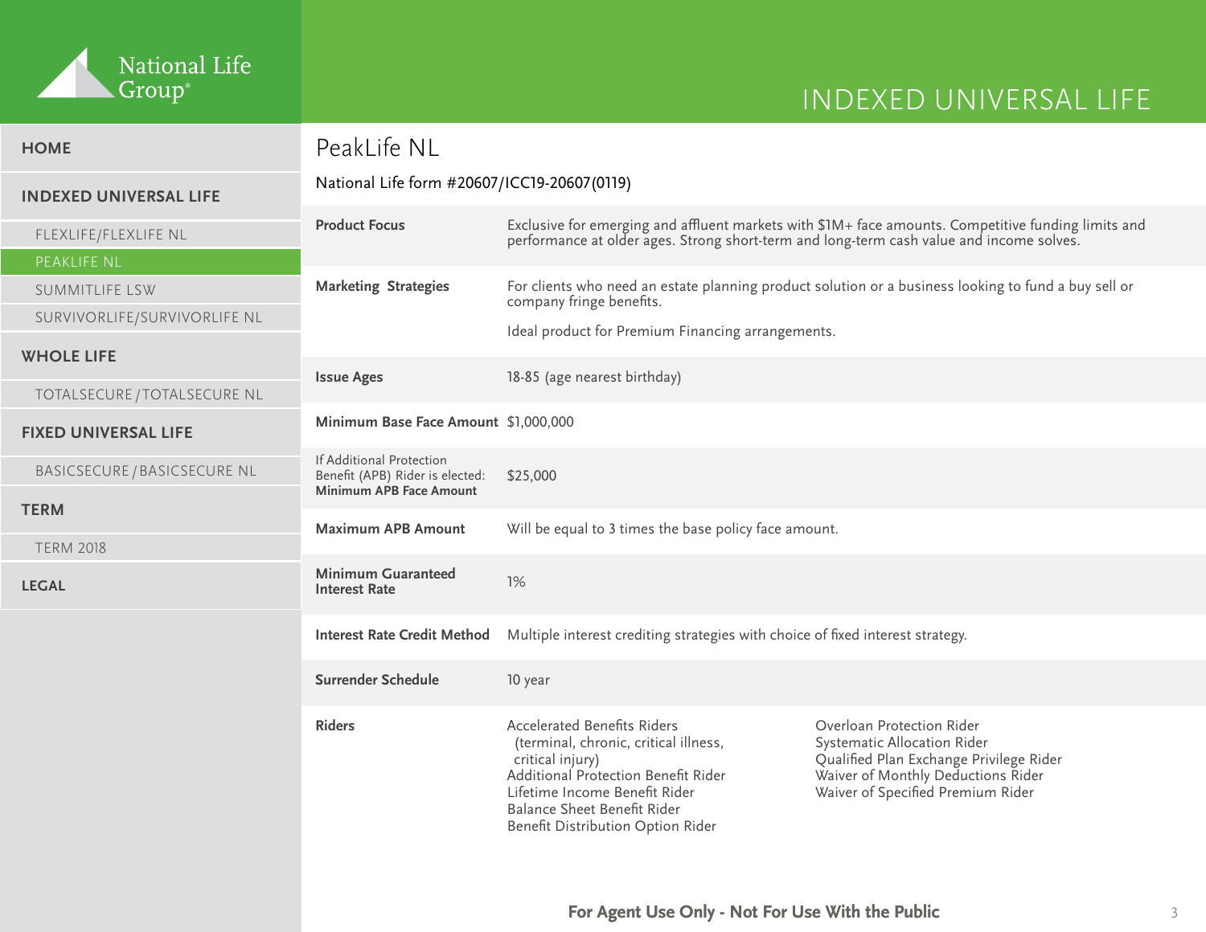# INDEXED UNIVERSAL LIFE

## PeakLife NL

National Life form #20607/ICC19-20607(0119)

| | |
|---|---|
| **Product Focus** | Exclusive for emerging and affluent markets with $1M+ face amounts. Competitive funding limits and performance at older ages. Strong short-term and long-term cash value and income solves. |
| **Marketing Strategies** | For clients who need an estate planning product solution or a business looking to fund a buy sell or company fringe benefits.<br><br>Ideal product for Premium Financing arrangements. |
| **Issue Ages** | 18-85 (age nearest birthday) |
| **Minimum Base Face Amount** | $1,000,000 |
| If Additional Protection Benefit (APB) Rider is elected: **Minimum APB Face Amount** | $25,000 |
| **Maximum APB Amount** | Will be equal to 3 times the base policy face amount. |
| **Minimum Guaranteed Interest Rate** | 1% |
| **Interest Rate Credit Method** | Multiple interest crediting strategies with choice of fixed interest strategy. |
| **Surrender Schedule** | 10 year |
| **Riders** | Accelerated Benefits Riders (terminal, chronic, critical illness, critical injury)<br>Additional Protection Benefit Rider<br>Lifetime Income Benefit Rider<br>Balance Sheet Benefit Rider<br>Benefit Distribution Option Rider<br>Overloan Protection Rider<br>Systematic Allocation Rider<br>Qualified Plan Exchange Privilege Rider<br>Waiver of Monthly Deductions Rider<br>Waiver of Specified Premium Rider |

**For Agent Use Only - Not For Use With the Public**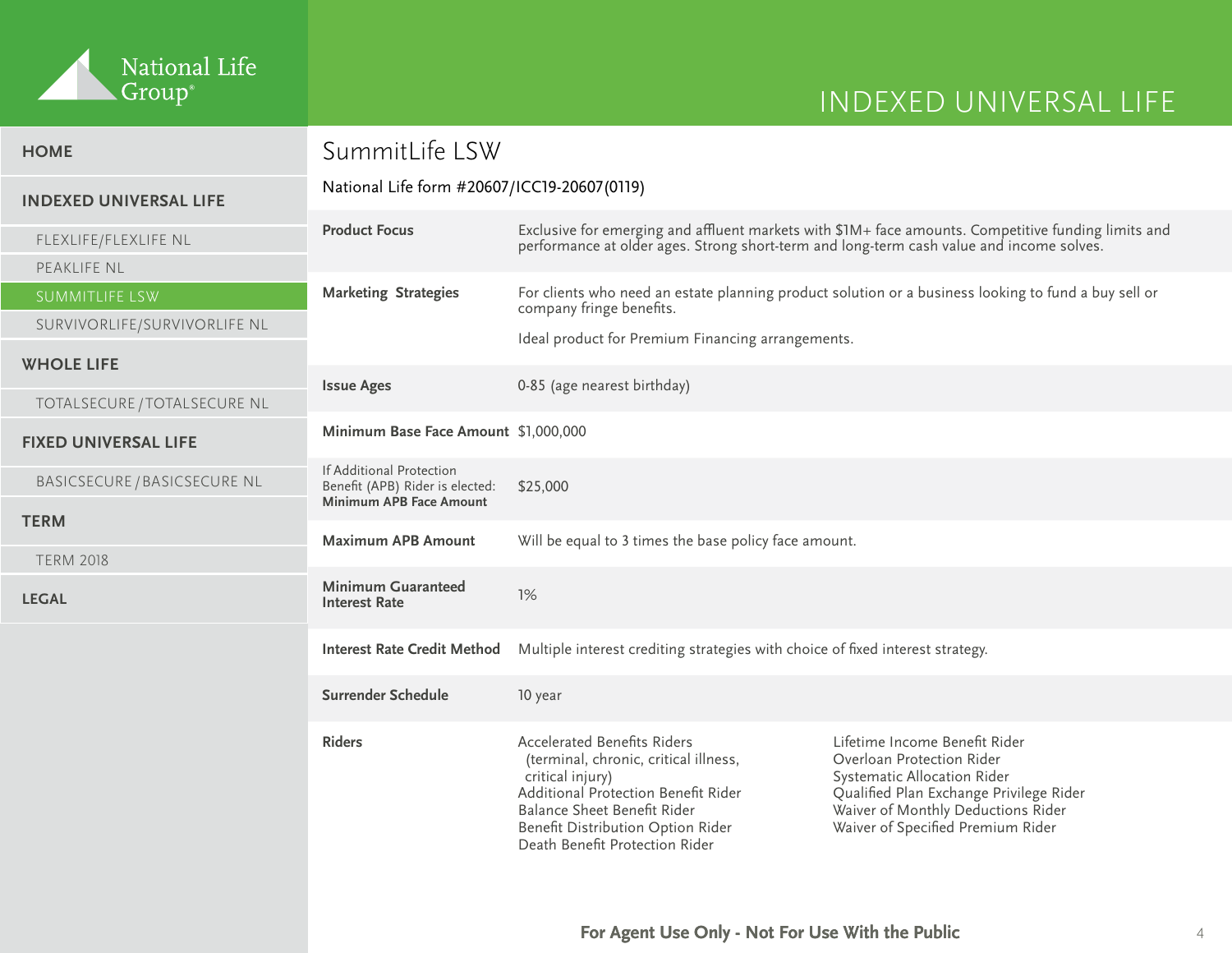# INDEXED UNIVERSAL LIFE

- HOME
- INDEXED UNIVERSAL LIFE
  - FLEXLIFE/FLEXLIFE NL
  - PEAKLIFE NL
  - SUMMITLIFE LSW
  - SURVIVORLIFE/SURVIVORLIFE NL
- WHOLE LIFE
  - TOTALSECURE / TOTALSECURE NL
- FIXED UNIVERSAL LIFE
  - BASICSECURE / BASICSECURE NL
- TERM
  - TERM 2018
- LEGAL

## SummitLife LSW

National Life form #20607/ICC19-20607(0119)

| | |
|---|---|
| **Product Focus** | Exclusive for emerging and affluent markets with $1M+ face amounts. Competitive funding limits and performance at older ages. Strong short-term and long-term cash value and income solves. |
| **Marketing Strategies** | For clients who need an estate planning product solution or a business looking to fund a buy sell or company fringe benefits.<br><br>Ideal product for Premium Financing arrangements. |
| **Issue Ages** | 0-85 (age nearest birthday) |
| **Minimum Base Face Amount** | $1,000,000 |
| If Additional Protection Benefit (APB) Rider is elected: **Minimum APB Face Amount** | $25,000 |
| **Maximum APB Amount** | Will be equal to 3 times the base policy face amount. |
| **Minimum Guaranteed Interest Rate** | 1% |
| **Interest Rate Credit Method** | Multiple interest crediting strategies with choice of fixed interest strategy. |
| **Surrender Schedule** | 10 year |
| **Riders** | Accelerated Benefits Riders (terminal, chronic, critical illness, critical injury)<br>Additional Protection Benefit Rider<br>Balance Sheet Benefit Rider<br>Benefit Distribution Option Rider<br>Death Benefit Protection Rider<br>Lifetime Income Benefit Rider<br>Overloan Protection Rider<br>Systematic Allocation Rider<br>Qualified Plan Exchange Privilege Rider<br>Waiver of Monthly Deductions Rider<br>Waiver of Specified Premium Rider |

**For Agent Use Only - Not For Use With the Public**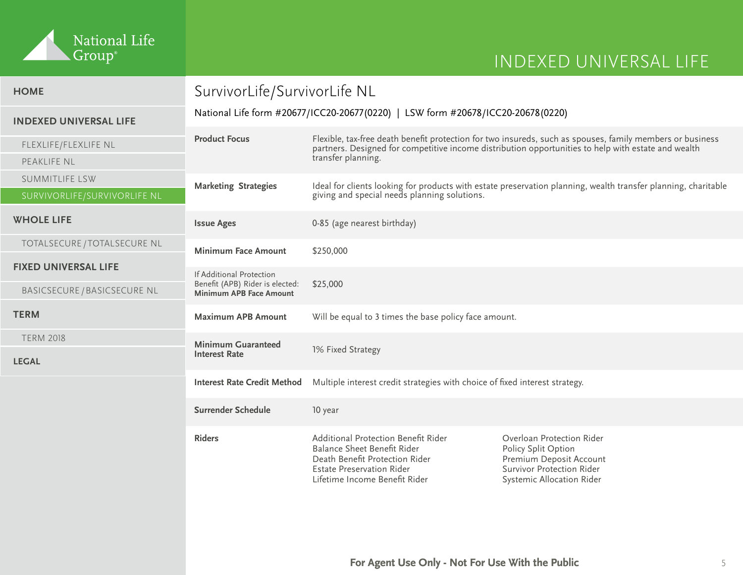National Life Group®

# INDEXED UNIVERSAL LIFE

- HOME
- INDEXED UNIVERSAL LIFE
  - FLEXLIFE/FLEXLIFE NL
  - PEAKLIFE NL
  - SUMMITLIFE LSW
  - SURVIVORLIFE/SURVIVORLIFE NL
- WHOLE LIFE
  - TOTALSECURE / TOTALSECURE NL
- FIXED UNIVERSAL LIFE
  - BASICSECURE / BASICSECURE NL
- TERM
  - TERM 2018
- LEGAL

## SurvivorLife/SurvivorLife NL

National Life form #20677/ICC20-20677(0220) | LSW form #20678/ICC20-20678(0220)

| | |
|---|---|
| **Product Focus** | Flexible, tax-free death benefit protection for two insureds, such as spouses, family members or business partners. Designed for competitive income distribution opportunities to help with estate and wealth transfer planning. |
| **Marketing Strategies** | Ideal for clients looking for products with estate preservation planning, wealth transfer planning, charitable giving and special needs planning solutions. |
| **Issue Ages** | 0-85 (age nearest birthday) |
| **Minimum Face Amount** | $250,000 |
| If Additional Protection Benefit (APB) Rider is elected: **Minimum APB Face Amount** | $25,000 |
| **Maximum APB Amount** | Will be equal to 3 times the base policy face amount. |
| **Minimum Guaranteed Interest Rate** | 1% Fixed Strategy |
| **Interest Rate Credit Method** | Multiple interest credit strategies with choice of fixed interest strategy. |
| **Surrender Schedule** | 10 year |
| **Riders** | Additional Protection Benefit Rider<br>Balance Sheet Benefit Rider<br>Death Benefit Protection Rider<br>Estate Preservation Rider<br>Lifetime Income Benefit Rider<br>Overloan Protection Rider<br>Policy Split Option<br>Premium Deposit Account<br>Survivor Protection Rider<br>Systemic Allocation Rider |

**For Agent Use Only - Not For Use With the Public**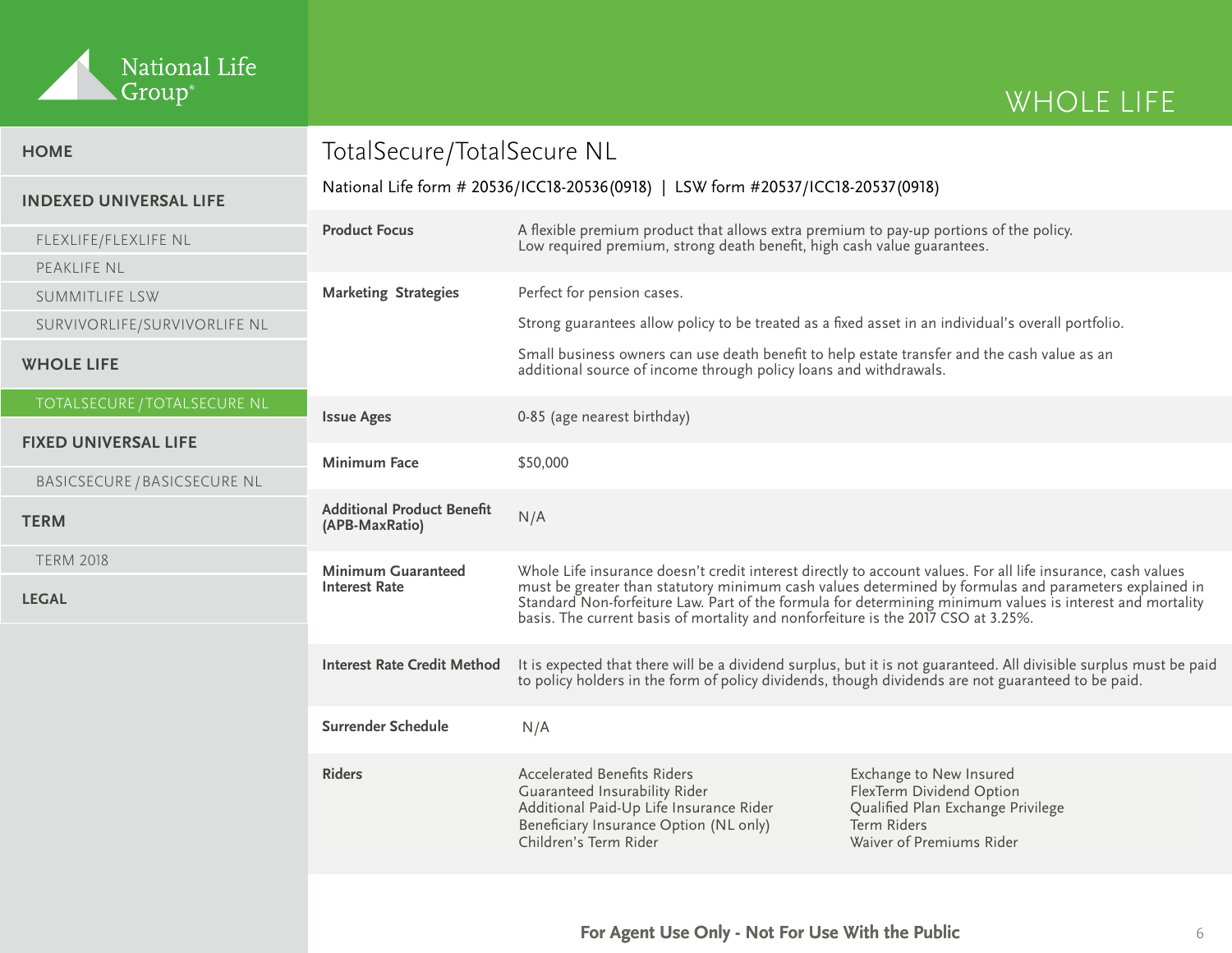# TotalSecure/TotalSecure NL

National Life form # 20536/ICC18-20536(0918) | LSW form #20537/ICC18-20537(0918)

| | |
|---|---|
| **Product Focus** | A flexible premium product that allows extra premium to pay-up portions of the policy. Low required premium, strong death benefit, high cash value guarantees. |
| **Marketing Strategies** | Perfect for pension cases.<br><br>Strong guarantees allow policy to be treated as a fixed asset in an individual's overall portfolio.<br><br>Small business owners can use death benefit to help estate transfer and the cash value as an additional source of income through policy loans and withdrawals. |
| **Issue Ages** | 0-85 (age nearest birthday) |
| **Minimum Face** | $50,000 |
| **Additional Product Benefit (APB-MaxRatio)** | N/A |
| **Minimum Guaranteed Interest Rate** | Whole Life insurance doesn't credit interest directly to account values. For all life insurance, cash values must be greater than statutory minimum cash values determined by formulas and parameters explained in Standard Non-forfeiture Law. Part of the formula for determining minimum values is interest and mortality basis. The current basis of mortality and nonforfeiture is the 2017 CSO at 3.25%. |
| **Interest Rate Credit Method** | It is expected that there will be a dividend surplus, but it is not guaranteed. All divisible surplus must be paid to policy holders in the form of policy dividends, though dividends are not guaranteed to be paid. |
| **Surrender Schedule** | N/A |
| **Riders** | Accelerated Benefits Riders<br>Guaranteed Insurability Rider<br>Additional Paid-Up Life Insurance Rider<br>Beneficiary Insurance Option (NL only)<br>Children's Term Rider<br>Exchange to New Insured<br>FlexTerm Dividend Option<br>Qualified Plan Exchange Privilege<br>Term Riders<br>Waiver of Premiums Rider |

**For Agent Use Only - Not For Use With the Public**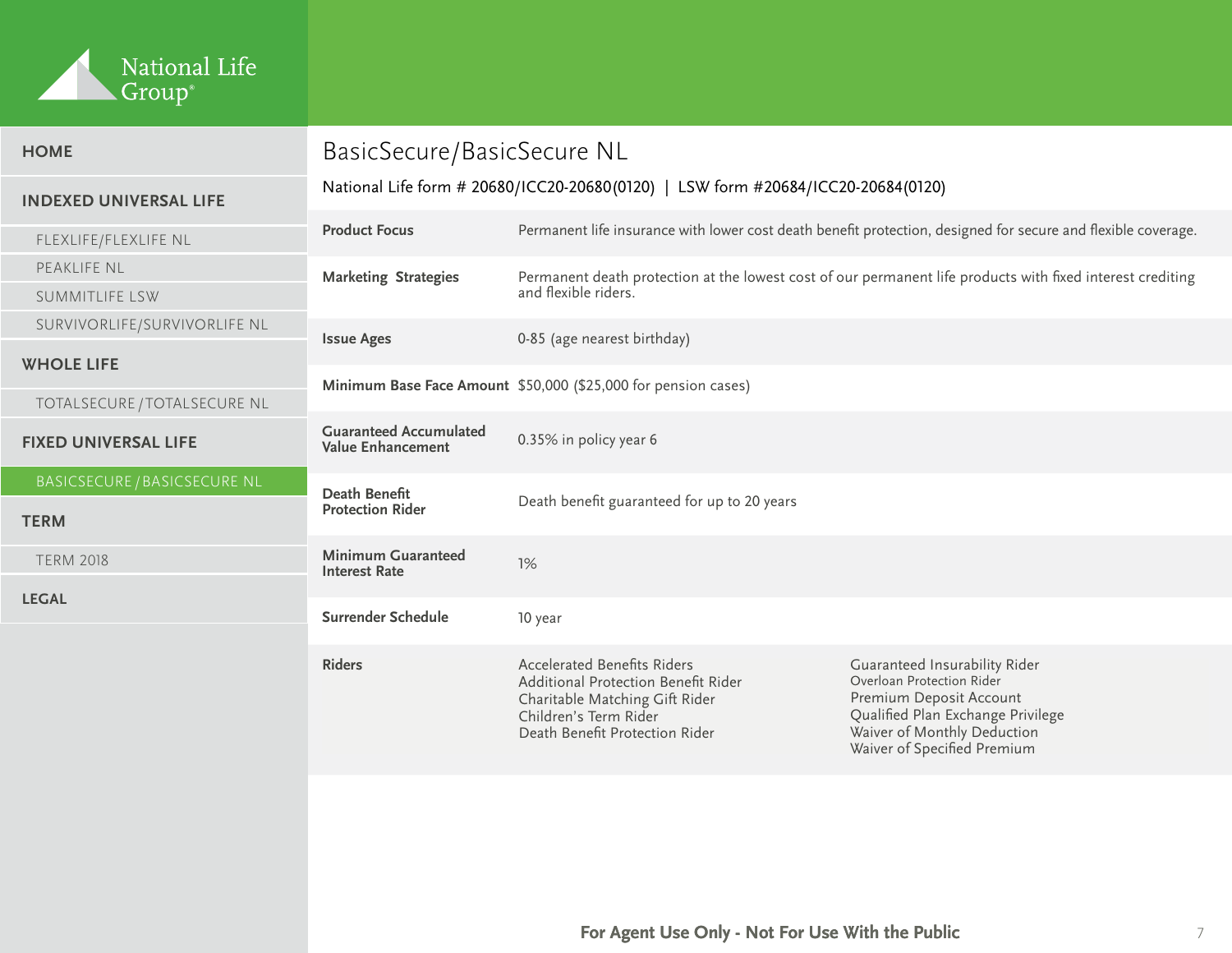National Life Group®

- HOME
- INDEXED UNIVERSAL LIFE
  - FLEXLIFE/FLEXLIFE NL
  - PEAKLIFE NL
  - SUMMITLIFE LSW
  - SURVIVORLIFE/SURVIVORLIFE NL
- WHOLE LIFE
  - TOTALSECURE / TOTALSECURE NL
- FIXED UNIVERSAL LIFE
  - BASICSECURE / BASICSECURE NL
- TERM
  - TERM 2018
- LEGAL

# BasicSecure/BasicSecure NL

National Life form # 20680/ICC20-20680(0120) | LSW form #20684/ICC20-20684(0120)

| | |
|---|---|
| **Product Focus** | Permanent life insurance with lower cost death benefit protection, designed for secure and flexible coverage. |
| **Marketing Strategies** | Permanent death protection at the lowest cost of our permanent life products with fixed interest crediting and flexible riders. |
| **Issue Ages** | 0-85 (age nearest birthday) |
| **Minimum Base Face Amount** | $50,000 ($25,000 for pension cases) |
| **Guaranteed Accumulated Value Enhancement** | 0.35% in policy year 6 |
| **Death Benefit Protection Rider** | Death benefit guaranteed for up to 20 years |
| **Minimum Guaranteed Interest Rate** | 1% |
| **Surrender Schedule** | 10 year |
| **Riders** | Accelerated Benefits Riders<br>Additional Protection Benefit Rider<br>Charitable Matching Gift Rider<br>Children's Term Rider<br>Death Benefit Protection Rider<br>Guaranteed Insurability Rider<br>Overloan Protection Rider<br>Premium Deposit Account<br>Qualified Plan Exchange Privilege<br>Waiver of Monthly Deduction<br>Waiver of Specified Premium |

**For Agent Use Only - Not For Use With the Public**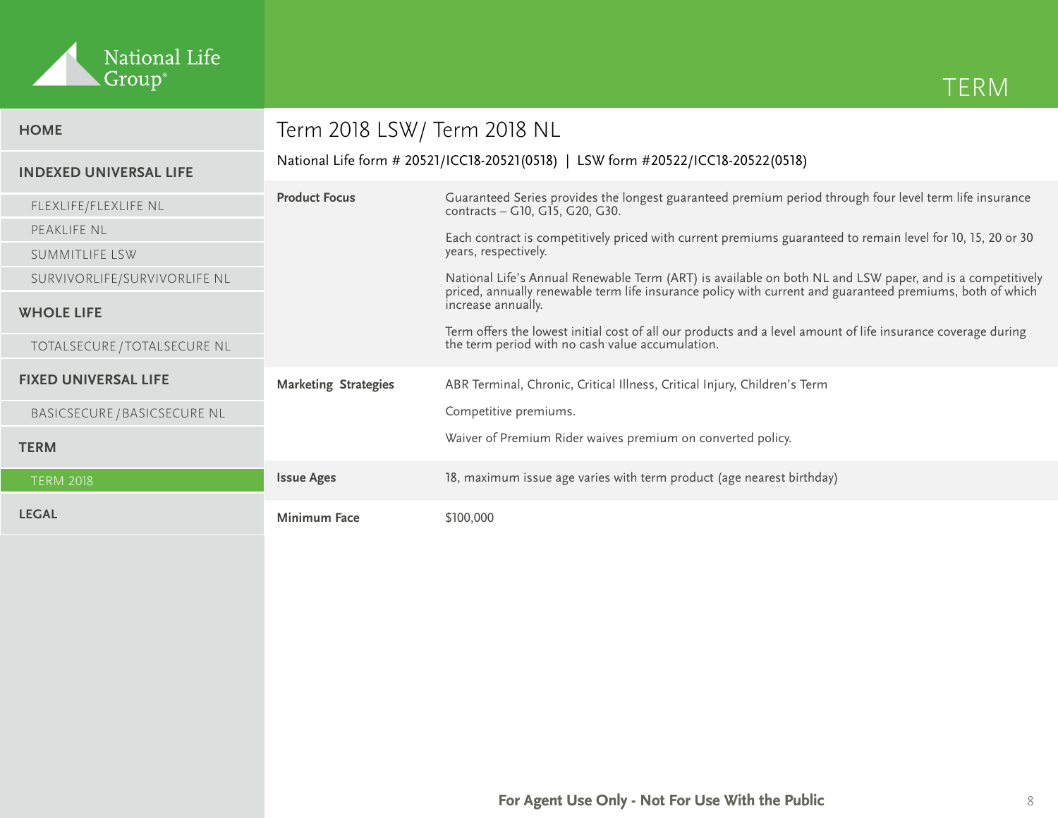# Term 2018 LSW/ Term 2018 NL

National Life form # 20521/ICC18-20521(0518) | LSW form #20522/ICC18-20522(0518)

| | |
|---|---|
| **Product Focus** | Guaranteed Series provides the longest guaranteed premium period through four level term life insurance contracts – G10, G15, G20, G30.<br><br>Each contract is competitively priced with current premiums guaranteed to remain level for 10, 15, 20 or 30 years, respectively.<br><br>National Life's Annual Renewable Term (ART) is available on both NL and LSW paper, and is a competitively priced, annually renewable term life insurance policy with current and guaranteed premiums, both of which increase annually.<br><br>Term offers the lowest initial cost of all our products and a level amount of life insurance coverage during the term period with no cash value accumulation. |
| **Marketing Strategies** | ABR Terminal, Chronic, Critical Illness, Critical Injury, Children's Term<br><br>Competitive premiums.<br><br>Waiver of Premium Rider waives premium on converted policy. |
| **Issue Ages** | 18, maximum issue age varies with term product (age nearest birthday) |
| **Minimum Face** | $100,000 |

**For Agent Use Only - Not For Use With the Public**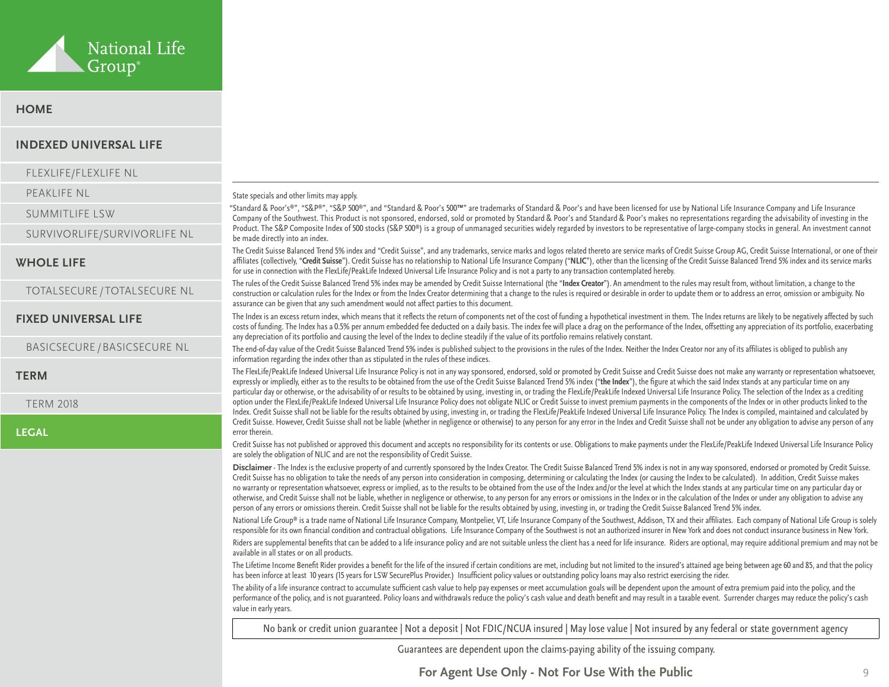- HOME
- INDEXED UNIVERSAL LIFE
  - FLEXLIFE/FLEXLIFE NL
  - PEAKLIFE NL
  - SUMMITLIFE LSW
  - SURVIVORLIFE/SURVIVORLIFE NL
- WHOLE LIFE
  - TOTALSECURE / TOTALSECURE NL
- FIXED UNIVERSAL LIFE
  - BASICSECURE / BASICSECURE NL
- TERM
  - TERM 2018
- LEGAL

---

State specials and other limits may apply.

"Standard & Poor's®", "S&P®", "S&P 500®", and "Standard & Poor's 500™" are trademarks of Standard & Poor's and have been licensed for use by National Life Insurance Company and Life Insurance Company of the Southwest. This Product is not sponsored, endorsed, sold or promoted by Standard & Poor's and Standard & Poor's makes no representations regarding the advisability of investing in the Product. The S&P Composite Index of 500 stocks (S&P 500®) is a group of unmanaged securities widely regarded by investors to be representative of large-company stocks in general. An investment cannot be made directly into an index.

The Credit Suisse Balanced Trend 5% index and "Credit Suisse", and any trademarks, service marks and logos related thereto are service marks of Credit Suisse Group AG, Credit Suisse International, or one of their affiliates (collectively, "**Credit Suisse**"). Credit Suisse has no relationship to National Life Insurance Company ("**NLIC**"), other than the licensing of the Credit Suisse Balanced Trend 5% index and its service marks for use in connection with the FlexLife/PeakLife Indexed Universal Life Insurance Policy and is not a party to any transaction contemplated hereby.

The rules of the Credit Suisse Balanced Trend 5% index may be amended by Credit Suisse International (the "**Index Creator**"). An amendment to the rules may result from, without limitation, a change to the construction or calculation rules for the Index or from the Index Creator determining that a change to the rules is required or desirable in order to update them or to address an error, omission or ambiguity. No assurance can be given that any such amendment would not affect parties to this document.

The Index is an excess return index, which means that it reflects the return of components net of the cost of funding a hypothetical investment in them. The Index returns are likely to be negatively affected by such costs of funding. The Index has a 0.5% per annum embedded fee deducted on a daily basis. The index fee will place a drag on the performance of the Index, offsetting any appreciation of its portfolio, exacerbating any depreciation of its portfolio and causing the level of the Index to decline steadily if the value of its portfolio remains relatively constant.

The end-of-day value of the Credit Suisse Balanced Trend 5% index is published subject to the provisions in the rules of the Index. Neither the Index Creator nor any of its affiliates is obliged to publish any information regarding the index other than as stipulated in the rules of these indices.

The FlexLife/PeakLife Indexed Universal Life Insurance Policy is not in any way sponsored, endorsed, sold or promoted by Credit Suisse and Credit Suisse does not make any warranty or representation whatsoever, expressly or impliedly, either as to the results to be obtained from the use of the Credit Suisse Balanced Trend 5% index ("**the Index**"), the figure at which the said Index stands at any particular time on any particular day or otherwise, or the advisability of or results to be obtained by using, investing in, or trading the FlexLife/PeakLife Indexed Universal Life Insurance Policy. The selection of the Index as a crediting option under the FlexLife/PeakLife Indexed Universal Life Insurance Policy does not obligate NLIC or Credit Suisse to invest premium payments in the components of the Index or in other products linked to the Index. Credit Suisse shall not be liable for the results obtained by using, investing in, or trading the FlexLife/PeakLife Indexed Universal Life Insurance Policy. The Index is compiled, maintained and calculated by Credit Suisse. However, Credit Suisse shall not be liable (whether in negligence or otherwise) to any person for any error in the Index and Credit Suisse shall not be under any obligation to advise any person of any error therein.

Credit Suisse has not published or approved this document and accepts no responsibility for its contents or use. Obligations to make payments under the FlexLife/PeakLife Indexed Universal Life Insurance Policy are solely the obligation of NLIC and are not the responsibility of Credit Suisse.

**Disclaimer** - The Index is the exclusive property of and currently sponsored by the Index Creator. The Credit Suisse Balanced Trend 5% index is not in any way sponsored, endorsed or promoted by Credit Suisse. Credit Suisse has no obligation to take the needs of any person into consideration in composing, determining or calculating the Index (or causing the Index to be calculated). In addition, Credit Suisse makes no warranty or representation whatsoever, express or implied, as to the results to be obtained from the use of the Index and/or the level at which the Index stands at any particular time on any particular day or otherwise, and Credit Suisse shall not be liable, whether in negligence or otherwise, to any person for any errors or omissions in the Index or in the calculation of the Index or under any obligation to advise any person of any errors or omissions therein. Credit Suisse shall not be liable for the results obtained by using, investing in, or trading the Credit Suisse Balanced Trend 5% index.

National Life Group® is a trade name of National Life Insurance Company, Montpelier, VT, Life Insurance Company of the Southwest, Addison, TX and their affiliates. Each company of National Life Group is solely responsible for its own financial condition and contractual obligations. Life Insurance Company of the Southwest is not an authorized insurer in New York and does not conduct insurance business in New York.

Riders are supplemental benefits that can be added to a life insurance policy and are not suitable unless the client has a need for life insurance. Riders are optional, may require additional premium and may not be available in all states or on all products.

The Lifetime Income Benefit Rider provides a benefit for the life of the insured if certain conditions are met, including but not limited to the insured's attained age being between age 60 and 85, and that the policy has been inforce at least 10 years (15 years for LSW SecurePlus Provider.) Insufficient policy values or outstanding policy loans may also restrict exercising the rider.

The ability of a life insurance contract to accumulate sufficient cash value to help pay expenses or meet accumulation goals will be dependent upon the amount of extra premium paid into the policy, and the performance of the policy, and is not guaranteed. Policy loans and withdrawals reduce the policy's cash value and death benefit and may result in a taxable event. Surrender charges may reduce the policy's cash value in early years.

No bank or credit union guarantee | Not a deposit | Not FDIC/NCUA insured | May lose value | Not insured by any federal or state government agency

Guarantees are dependent upon the claims-paying ability of the issuing company.

**For Agent Use Only - Not For Use With the Public**